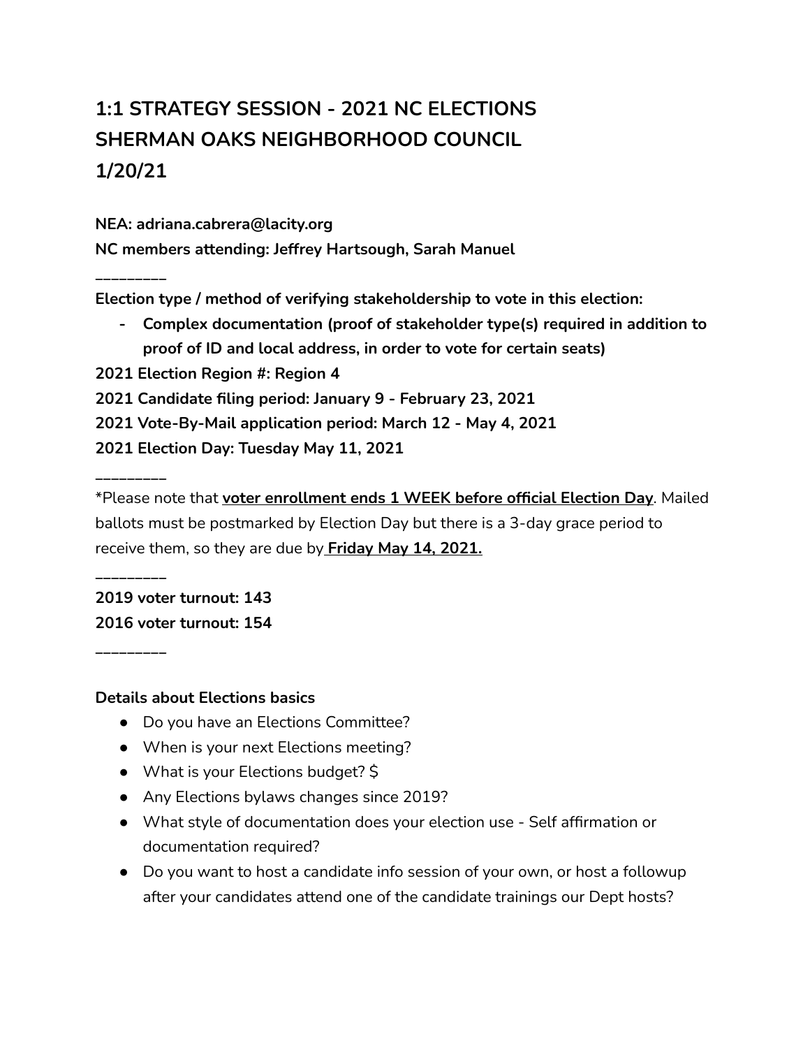# 1:1 STRATEGY SESSION - 2021 NC ELECTIONS
# SHERMAN OAKS NEIGHBORHOOD COUNCIL
# 1/20/21

**NEA: adriana.cabrera@lacity.org**

**NC members attending: Jeffrey Hartsough, Sarah Manuel**

_________

**Election type / method of verifying stakeholdership to vote in this election:**

- **Complex documentation (proof of stakeholder type(s) required in addition to proof of ID and local address, in order to vote for certain seats)**

**2021 Election Region #: Region 4**

**2021 Candidate filing period: January 9 - February 23, 2021**

**2021 Vote-By-Mail application period: March 12 - May 4, 2021**

**2021 Election Day: Tuesday May 11, 2021**

_________

*Please note that **voter enrollment ends 1 WEEK before official Election Day**. Mailed ballots must be postmarked by Election Day but there is a 3-day grace period to receive them, so they are due by **Friday May 14, 2021.**

_________

**2019 voter turnout: 143**

**2016 voter turnout: 154**

_________

**Details about Elections basics**

- Do you have an Elections Committee?
- When is your next Elections meeting?
- What is your Elections budget? $
- Any Elections bylaws changes since 2019?
- What style of documentation does your election use - Self affirmation or documentation required?
- Do you want to host a candidate info session of your own, or host a followup after your candidates attend one of the candidate trainings our Dept hosts?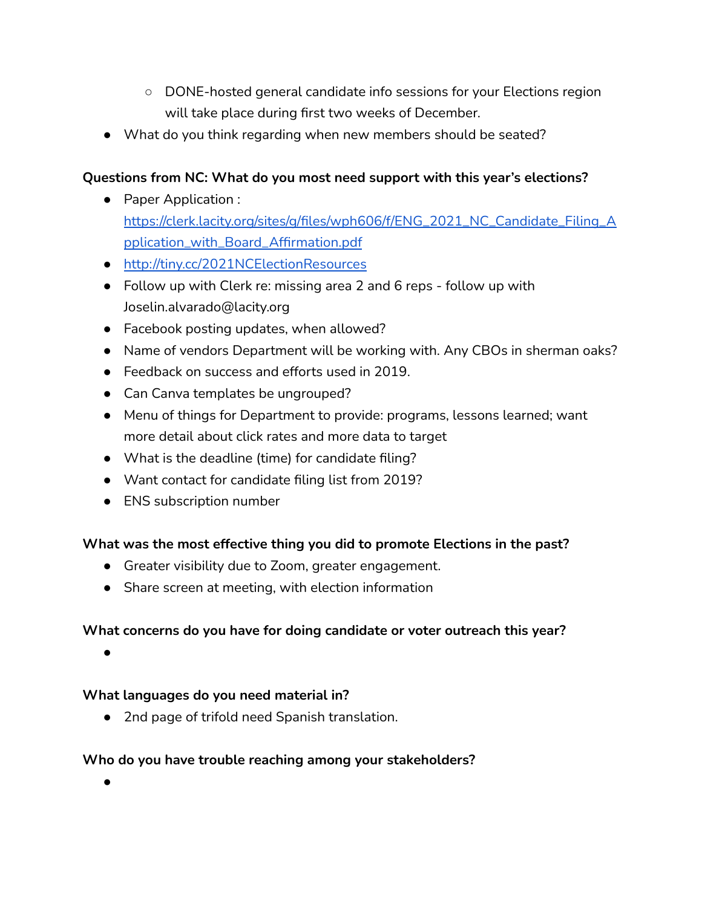- DONE-hosted general candidate info sessions for your Elections region will take place during first two weeks of December.
- What do you think regarding when new members should be seated?

**Questions from NC: What do you most need support with this year's elections?**

- Paper Application : [https://clerk.lacity.org/sites/g/files/wph606/f/ENG_2021_NC_Candidate_Filing_Application_with_Board_Affirmation.pdf](https://clerk.lacity.org/sites/g/files/wph606/f/ENG_2021_NC_Candidate_Filing_Application_with_Board_Affirmation.pdf)
- [http://tiny.cc/2021NCElectionResources](http://tiny.cc/2021NCElectionResources)
- Follow up with Clerk re: missing area 2 and 6 reps - follow up with Joselin.alvarado@lacity.org
- Facebook posting updates, when allowed?
- Name of vendors Department will be working with. Any CBOs in sherman oaks?
- Feedback on success and efforts used in 2019.
- Can Canva templates be ungrouped?
- Menu of things for Department to provide: programs, lessons learned; want more detail about click rates and more data to target
- What is the deadline (time) for candidate filing?
- Want contact for candidate filing list from 2019?
- ENS subscription number

**What was the most effective thing you did to promote Elections in the past?**

- Greater visibility due to Zoom, greater engagement.
- Share screen at meeting, with election information

**What concerns do you have for doing candidate or voter outreach this year?**

-

**What languages do you need material in?**

- 2nd page of trifold need Spanish translation.

**Who do you have trouble reaching among your stakeholders?**

-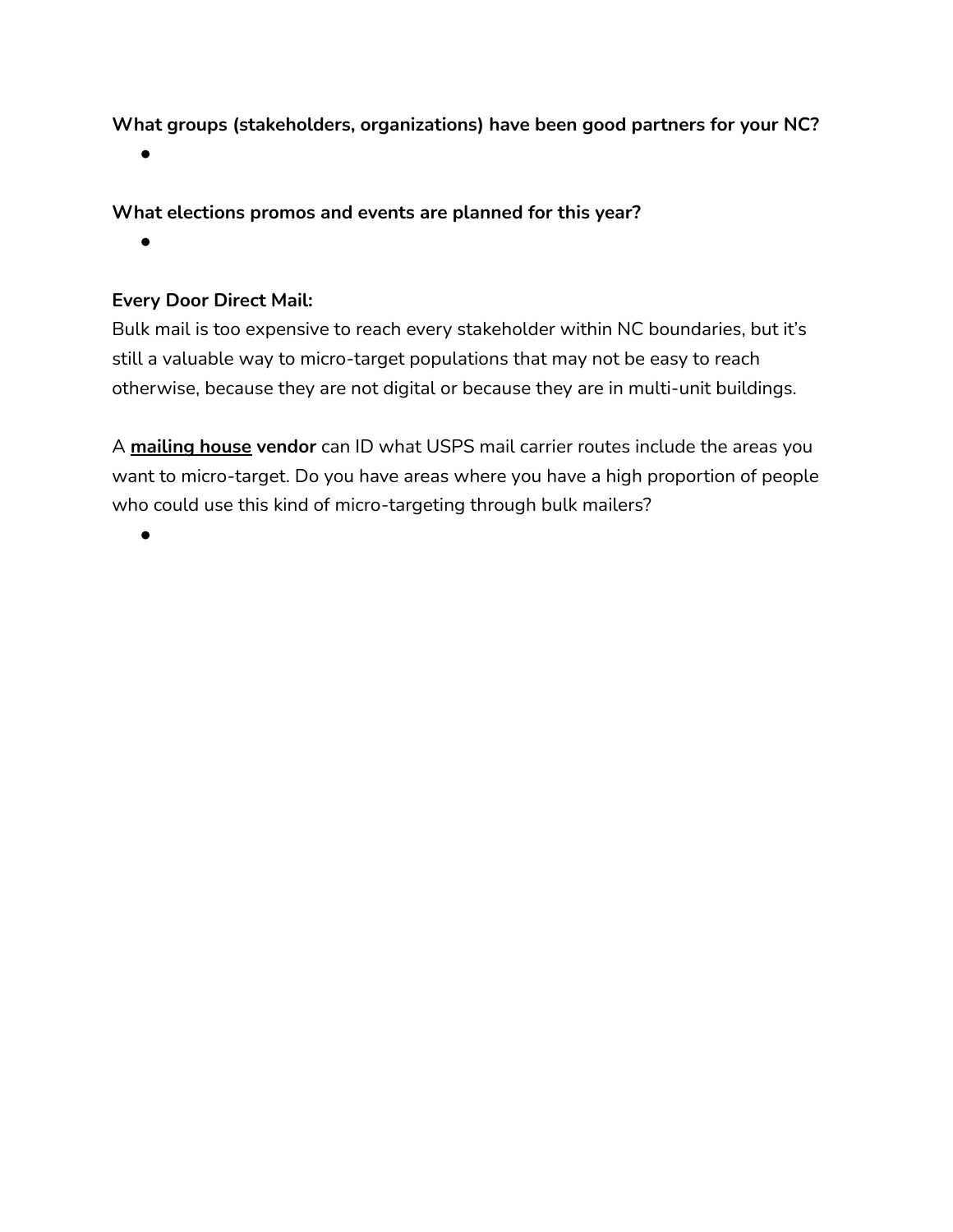**What groups (stakeholders, organizations) have been good partners for your NC?**

- 

**What elections promos and events are planned for this year?**

- 

**Every Door Direct Mail:**

Bulk mail is too expensive to reach every stakeholder within NC boundaries, but it's still a valuable way to micro-target populations that may not be easy to reach otherwise, because they are not digital or because they are in multi-unit buildings.

A **mailing house vendor** can ID what USPS mail carrier routes include the areas you want to micro-target. Do you have areas where you have a high proportion of people who could use this kind of micro-targeting through bulk mailers?

-